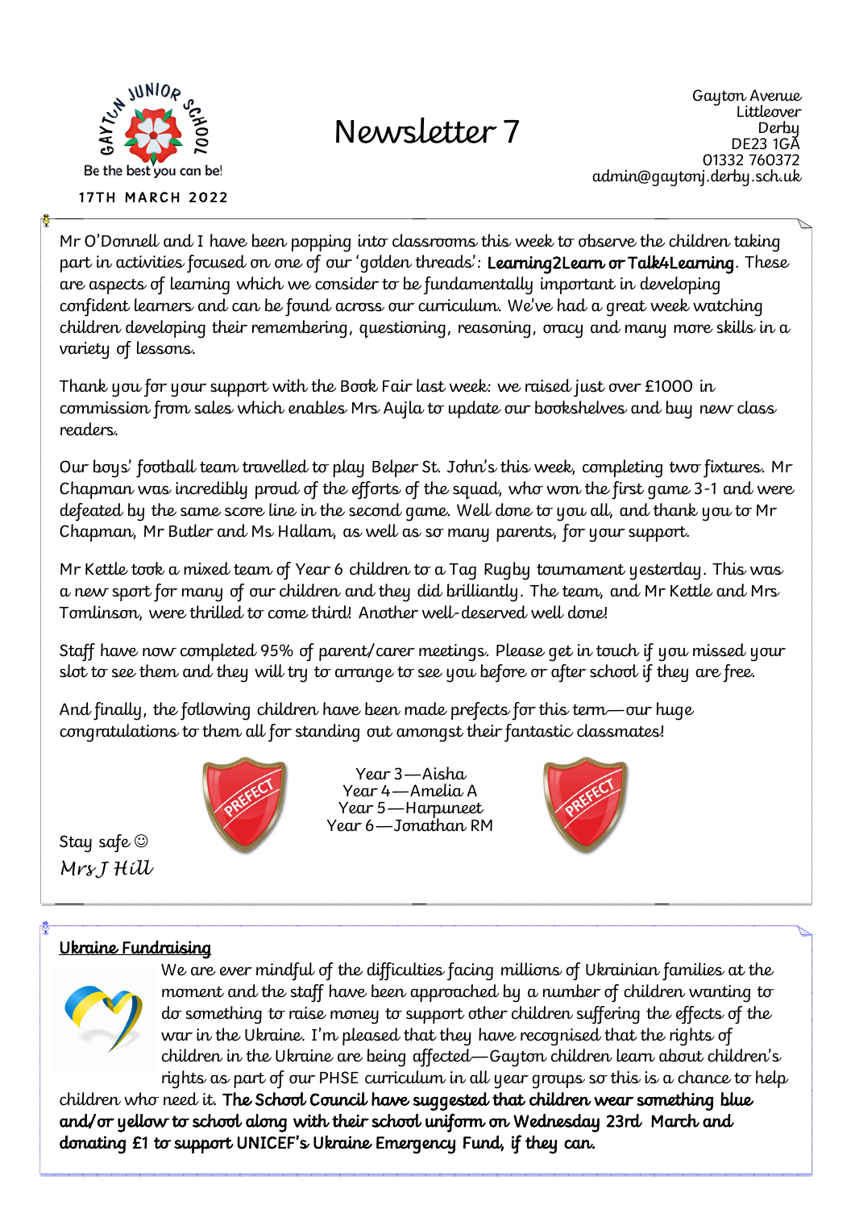GAYTON JUNIOR SCHOOL

Be the best you can be!

17TH MARCH 2022

# Newsletter 7

Gayton Avenue
Littleover
Derby
DE23 1GA
01332 760372
admin@gaytonj.derby.sch.uk

Mr O'Donnell and I have been popping into classrooms this week to observe the children taking part in activities focused on one of our 'golden threads': **Learning2Learn or Talk4Learning**. These are aspects of learning which we consider to be fundamentally important in developing confident learners and can be found across our curriculum. We've had a great week watching children developing their remembering, questioning, reasoning, oracy and many more skills in a variety of lessons.

Thank you for your support with the Book Fair last week: we raised just over £1000 in commission from sales which enables Mrs Aujla to update our bookshelves and buy new class readers.

Our boys' football team travelled to play Belper St. John's this week, completing two fixtures. Mr Chapman was incredibly proud of the efforts of the squad, who won the first game 3-1 and were defeated by the same score line in the second game. Well done to you all, and thank you to Mr Chapman, Mr Butler and Ms Hallam, as well as so many parents, for your support.

Mr Kettle took a mixed team of Year 6 children to a Tag Rugby tournament yesterday. This was a new sport for many of our children and they did brilliantly. The team, and Mr Kettle and Mrs Tomlinson, were thrilled to come third! Another well-deserved well done!

Staff have now completed 95% of parent/carer meetings. Please get in touch if you missed your slot to see them and they will try to arrange to see you before or after school if they are free.

And finally, the following children have been made prefects for this term—our huge congratulations to them all for standing out amongst their fantastic classmates!

Year 3—Aisha
Year 4—Amelia A
Year 5—Harpuneet
Year 6—Jonathan RM

Stay safe ☺
*Mrs J Hill*

## Ukraine Fundraising

We are ever mindful of the difficulties facing millions of Ukrainian families at the moment and the staff have been approached by a number of children wanting to do something to raise money to support other children suffering the effects of the war in the Ukraine. I'm pleased that they have recognised that the rights of children in the Ukraine are being affected—Gayton children learn about children's rights as part of our PHSE curriculum in all year groups so this is a chance to help children who need it. **The School Council have suggested that children wear something blue and/or yellow to school along with their school uniform on Wednesday 23rd March and donating £1 to support UNICEF's Ukraine Emergency Fund, if they can.**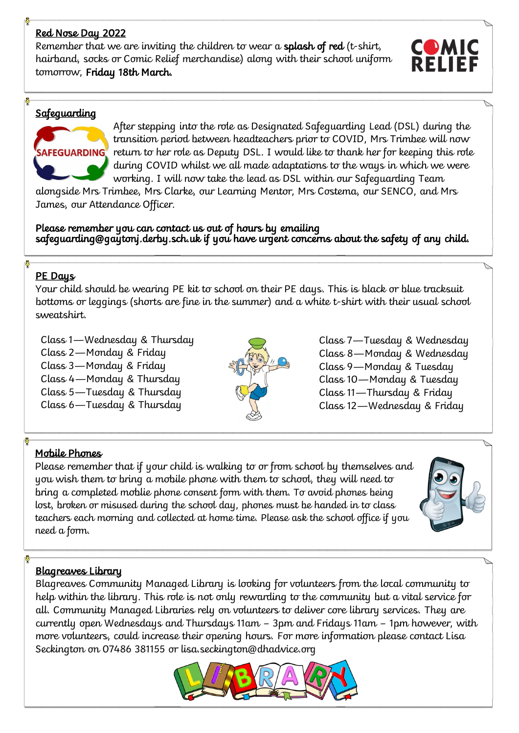## Red Nose Day 2022

Remember that we are inviting the children to wear a **splash of red** (t-shirt, hairband, socks or Comic Relief merchandise) along with their school uniform tomorrow, **Friday 18th March.**

## Safeguarding

After stepping into the role as Designated Safeguarding Lead (DSL) during the transition period between headteachers prior to COVID, Mrs Trimbee will now return to her role as Deputy DSL. I would like to thank her for keeping this role during COVID whilst we all made adaptations to the ways in which we were working. I will now take the lead as DSL within our Safeguarding Team alongside Mrs Trimbee, Mrs Clarke, our Learning Mentor, Mrs Costema, our SENCO, and Mrs James, our Attendance Officer.

**Please remember you can contact us out of hours by emailing safeguarding@gaytonj.derby.sch.uk if you have urgent concerns about the safety of any child.**

## PE Days

Your child should be wearing PE kit to school on their PE days. This is black or blue tracksuit bottoms or leggings (shorts are fine in the summer) and a white t-shirt with their usual school sweatshirt.

Class 1—Wednesday & Thursday
Class 2—Monday & Friday
Class 3—Monday & Friday
Class 4—Monday & Thursday
Class 5—Tuesday & Thursday
Class 6—Tuesday & Thursday
Class 7—Tuesday & Wednesday
Class 8—Monday & Wednesday
Class 9—Monday & Tuesday
Class 10—Monday & Tuesday
Class 11—Thursday & Friday
Class 12—Wednesday & Friday

## Mobile Phones

Please remember that if your child is walking to or from school by themselves and you wish them to bring a mobile phone with them to school, they will need to bring a completed moblie phone consent form with them. To avoid phones being lost, broken or misused during the school day, phones must be handed in to class teachers each morning and collected at home time. Please ask the school office if you need a form.

## Blagreaves Library

Blagreaves Community Managed Library is looking for volunteers from the local community to help within the library. This role is not only rewarding to the community but a vital service for all. Community Managed Libraries rely on volunteers to deliver core library services. They are currently open Wednesdays and Thursdays 11am – 3pm and Fridays 11am – 1pm however, with more volunteers, could increase their opening hours. For more information please contact Lisa Seckington on 07486 381155 or lisa.seckington@dhadvice.org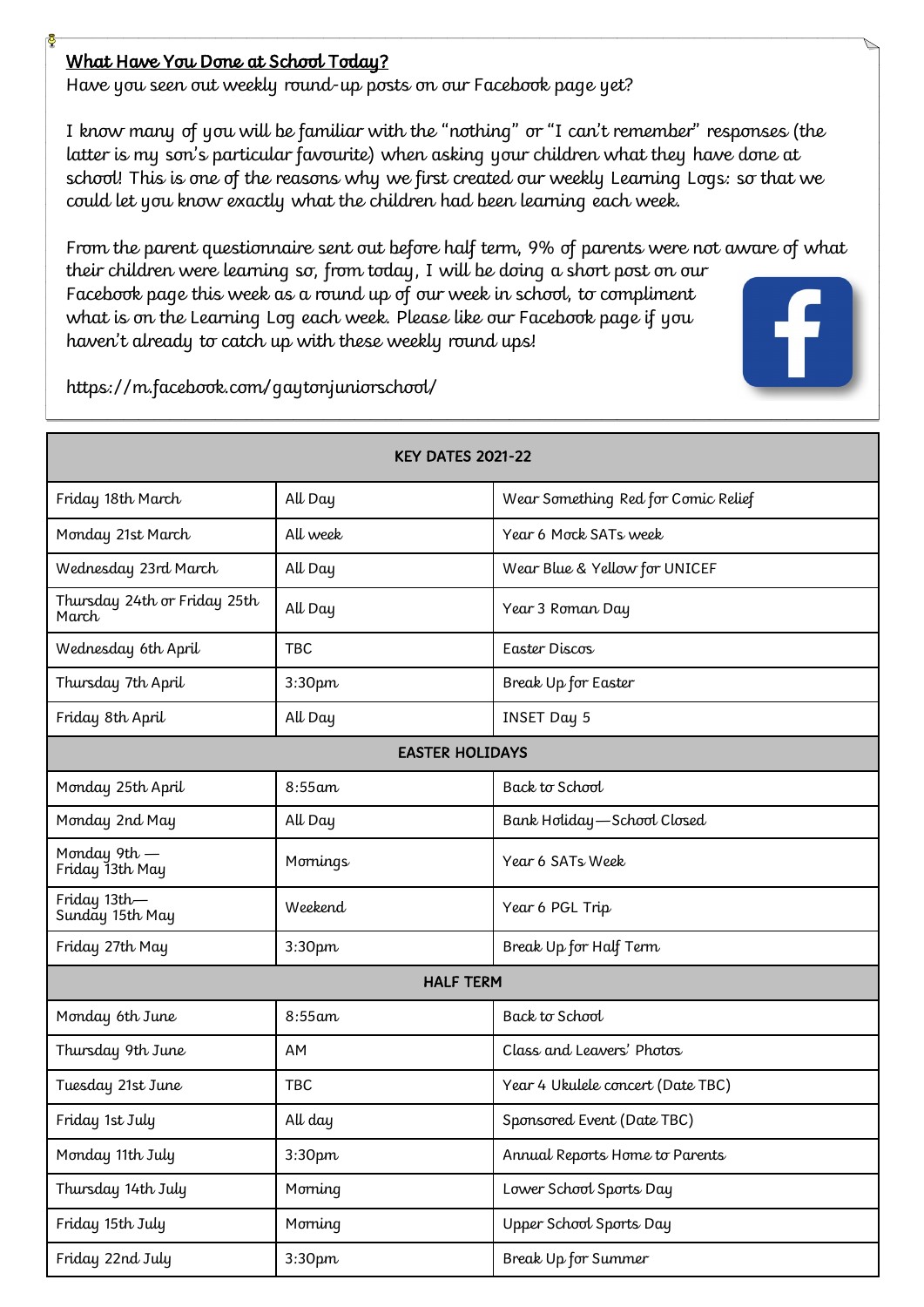**What Have You Done at School Today?**

Have you seen out weekly round-up posts on our Facebook page yet?

I know many of you will be familiar with the "nothing" or "I can't remember" responses (the latter is my son's particular favourite) when asking your children what they have done at school! This is one of the reasons why we first created our weekly Learning Logs: so that we could let you know exactly what the children had been learning each week.

From the parent questionnaire sent out before half term, 9% of parents were not aware of what their children were learning so, from today, I will be doing a short post on our Facebook page this week as a round up of our week in school, to compliment what is on the Learning Log each week. Please like our Facebook page if you haven't already to catch up with these weekly round ups!

https://m.facebook.com/gaytonjuniorschool/

| KEY DATES 2021-22 | | |
|---|---|---|
| Friday 18th March | All Day | Wear Something Red for Comic Relief |
| Monday 21st March | All week | Year 6 Mock SATs week |
| Wednesday 23rd March | All Day | Wear Blue & Yellow for UNICEF |
| Thursday 24th or Friday 25th March | All Day | Year 3 Roman Day |
| Wednesday 6th April | TBC | Easter Discos |
| Thursday 7th April | 3:30pm | Break Up for Easter |
| Friday 8th April | All Day | INSET Day 5 |
| **EASTER HOLIDAYS** | | |
| Monday 25th April | 8:55am | Back to School |
| Monday 2nd May | All Day | Bank Holiday—School Closed |
| Monday 9th — Friday 13th May | Mornings | Year 6 SATs Week |
| Friday 13th— Sunday 15th May | Weekend | Year 6 PGL Trip |
| Friday 27th May | 3:30pm | Break Up for Half Term |
| **HALF TERM** | | |
| Monday 6th June | 8:55am | Back to School |
| Thursday 9th June | AM | Class and Leavers' Photos |
| Tuesday 21st June | TBC | Year 4 Ukulele concert (Date TBC) |
| Friday 1st July | All day | Sponsored Event (Date TBC) |
| Monday 11th July | 3:30pm | Annual Reports Home to Parents |
| Thursday 14th July | Morning | Lower School Sports Day |
| Friday 15th July | Morning | Upper School Sports Day |
| Friday 22nd July | 3:30pm | Break Up for Summer |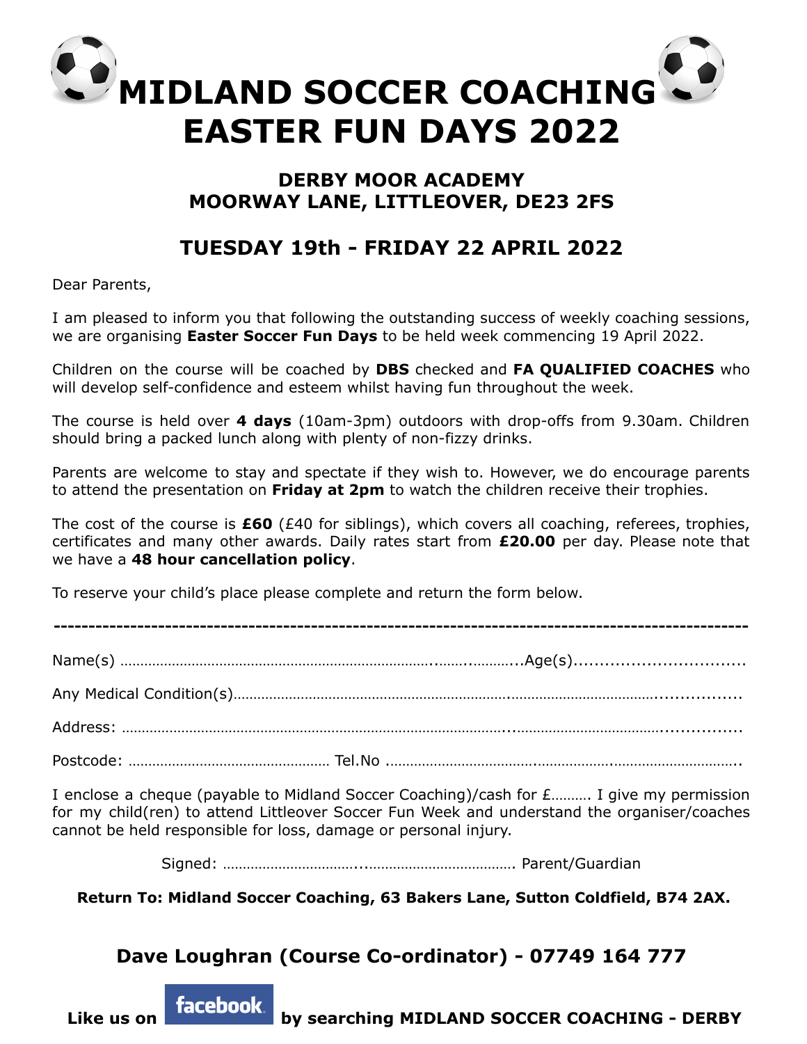# MIDLAND SOCCER COACHING EASTER FUN DAYS 2022

## DERBY MOOR ACADEMY
## MOORWAY LANE, LITTLEOVER, DE23 2FS

## TUESDAY 19th - FRIDAY 22 APRIL 2022

Dear Parents,

I am pleased to inform you that following the outstanding success of weekly coaching sessions, we are organising **Easter Soccer Fun Days** to be held week commencing 19 April 2022.

Children on the course will be coached by **DBS** checked and **FA QUALIFIED COACHES** who will develop self-confidence and esteem whilst having fun throughout the week.

The course is held over **4 days** (10am-3pm) outdoors with drop-offs from 9.30am. Children should bring a packed lunch along with plenty of non-fizzy drinks.

Parents are welcome to stay and spectate if they wish to. However, we do encourage parents to attend the presentation on **Friday at 2pm** to watch the children receive their trophies.

The cost of the course is **£60** (£40 for siblings), which covers all coaching, referees, trophies, certificates and many other awards. Daily rates start from **£20.00** per day. Please note that we have a **48 hour cancellation policy**.

To reserve your child's place please complete and return the form below.

---

Name(s) ………………………………………………………………………..……..………...Age(s)..................................

Any Medical Condition(s)……………………………………………………….……………………………….................

Address: ………………………………………………………………………………….…..……………………………….................

Postcode: …………………………………………… Tel.No …………………………….…………….………………………..

I enclose a cheque (payable to Midland Soccer Coaching)/cash for £………. I give my permission for my child(ren) to attend Littleover Soccer Fun Week and understand the organiser/coaches cannot be held responsible for loss, damage or personal injury.

Signed: ……………………………...………………………………. Parent/Guardian

**Return To: Midland Soccer Coaching, 63 Bakers Lane, Sutton Coldfield, B74 2AX.**

## Dave Loughran (Course Co-ordinator) - 07749 164 777

**Like us on facebook by searching MIDLAND SOCCER COACHING - DERBY**